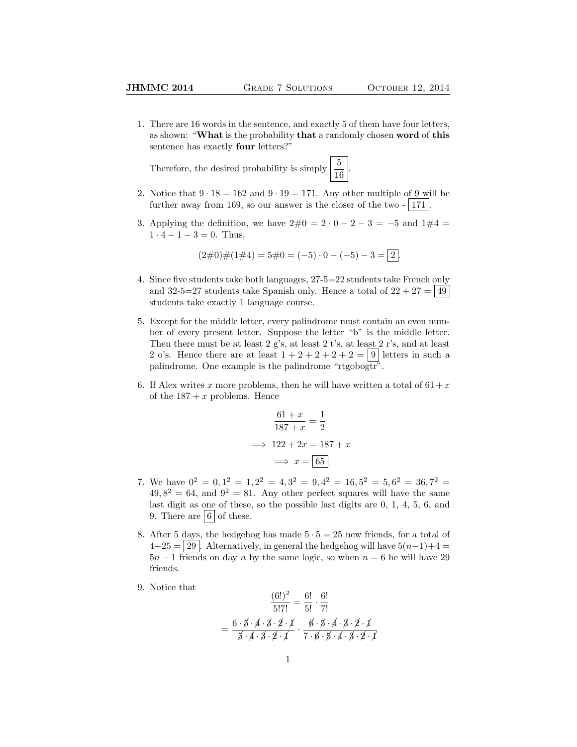1. There are 16 words in the sentence, and exactly 5 of them have four letters, as shown: "**What** is the probability **that** a randomly chosen **word** of **this** sentence has exactly **four** letters?"

   Therefore, the desired probability is simply $\boxed{\dfrac{5}{16}}$.

2. Notice that $9 \cdot 18 = 162$ and $9 \cdot 19 = 171$. Any other multiple of 9 will be further away from 169, so our answer is the closer of the two - $\boxed{171}$.

3. Applying the definition, we have $2\#0 = 2 \cdot 0 - 2 - 3 = -5$ and $1\#4 = 1 \cdot 4 - 1 - 3 = 0$. Thus,

   $$(2\#0)\#(1\#4) = 5\#0 = (-5) \cdot 0 - (-5) - 3 = \boxed{2}.$$

4. Since five students take both languages, 27-5=22 students take French only and 32-5=27 students take Spanish only. Hence a total of $22 + 27 = \boxed{49}$ students take exactly 1 language course.

5. Except for the middle letter, every palindrome must contain an even number of every present letter. Suppose the letter "b" is the middle letter. Then there must be at least 2 g's, at least 2 t's, at least 2 r's, and at least 2 o's. Hence there are at least $1 + 2 + 2 + 2 + 2 = \boxed{9}$ letters in such a palindrome. One example is the palindrome "rtgobogtr".

6. If Alex writes $x$ more problems, then he will have written a total of $61 + x$ of the $187 + x$ problems. Hence

   $$\frac{61 + x}{187 + x} = \frac{1}{2}$$
   $$\implies 122 + 2x = 187 + x$$
   $$\implies x = \boxed{65}$$

7. We have $0^2 = 0, 1^2 = 1, 2^2 = 4, 3^2 = 9, 4^2 = 16, 5^2 = 5, 6^2 = 36, 7^2 = 49, 8^2 = 64$, and $9^2 = 81$. Any other perfect squares will have the same last digit as one of these, so the possible last digits are 0, 1, 4, 5, 6, and 9. There are $\boxed{6}$ of these.

8. After 5 days, the hedgehog has made $5 \cdot 5 = 25$ new friends, for a total of $4+25 = \boxed{29}$. Alternatively, in general the hedgehog will have $5(n-1)+4 = 5n - 1$ friends on day $n$ by the same logic, so when $n = 6$ he will have 29 friends.

9. Notice that

   $$\frac{(6!)^2}{5!7!} = \frac{6!}{5!} \cdot \frac{6!}{7!}$$
   $$= \frac{6 \cdot \cancel{5} \cdot \cancel{4} \cdot \cancel{3} \cdot \cancel{2} \cdot \cancel{1}}{\cancel{5} \cdot \cancel{4} \cdot \cancel{3} \cdot \cancel{2} \cdot \cancel{1}} \cdot \frac{\cancel{6} \cdot \cancel{5} \cdot \cancel{4} \cdot \cancel{3} \cdot \cancel{2} \cdot \cancel{1}}{7 \cdot \cancel{6} \cdot \cancel{5} \cdot \cancel{4} \cdot \cancel{3} \cdot \cancel{2} \cdot \cancel{1}}$$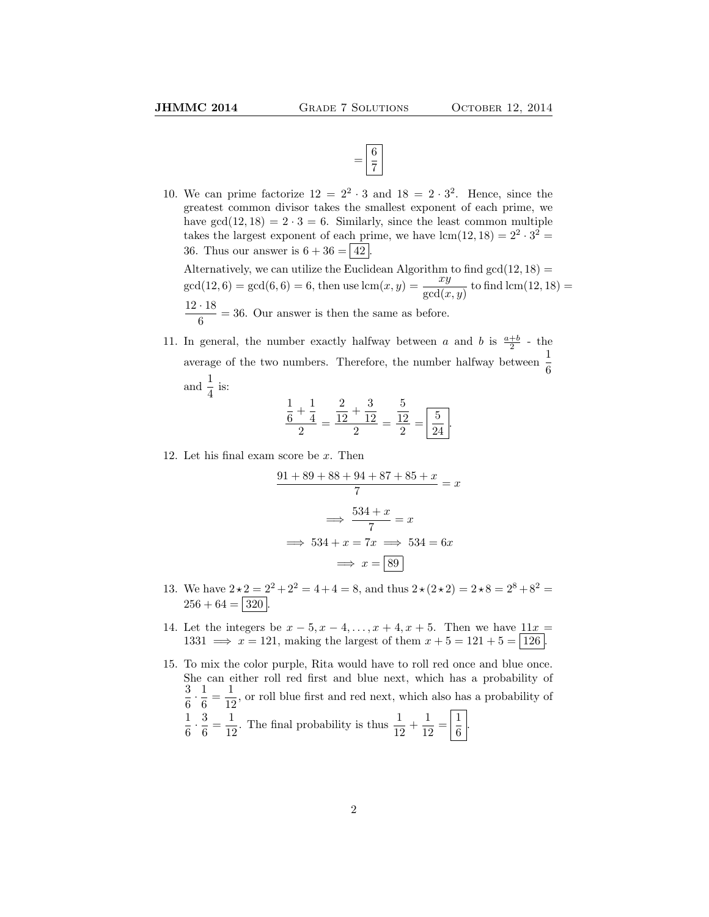$$= \boxed{\frac{6}{7}}$$

10. We can prime factorize $12 = 2^2 \cdot 3$ and $18 = 2 \cdot 3^2$. Hence, since the greatest common divisor takes the smallest exponent of each prime, we have $\gcd(12, 18) = 2 \cdot 3 = 6$. Similarly, since the least common multiple takes the largest exponent of each prime, we have $\text{lcm}(12, 18) = 2^2 \cdot 3^2 = 36$. Thus our answer is $6 + 36 = \boxed{42}$.

    Alternatively, we can utilize the Euclidean Algorithm to find $\gcd(12, 18) = \gcd(12, 6) = \gcd(6, 6) = 6$, then use $\text{lcm}(x, y) = \dfrac{xy}{\gcd(x, y)}$ to find $\text{lcm}(12, 18) = \dfrac{12 \cdot 18}{6} = 36$. Our answer is then the same as before.

11. In general, the number exactly halfway between $a$ and $b$ is $\frac{a+b}{2}$ - the average of the two numbers. Therefore, the number halfway between $\dfrac{1}{6}$ and $\dfrac{1}{4}$ is:
$$\frac{\frac{1}{6} + \frac{1}{4}}{2} = \frac{\frac{2}{12} + \frac{3}{12}}{2} = \frac{\frac{5}{12}}{2} = \boxed{\frac{5}{24}}.$$

12. Let his final exam score be $x$. Then
$$\frac{91 + 89 + 88 + 94 + 87 + 85 + x}{7} = x$$
$$\implies \frac{534 + x}{7} = x$$
$$\implies 534 + x = 7x \implies 534 = 6x$$
$$\implies x = \boxed{89}$$

13. We have $2 \star 2 = 2^2 + 2^2 = 4 + 4 = 8$, and thus $2 \star (2 \star 2) = 2 \star 8 = 2^8 + 8^2 = 256 + 64 = \boxed{320}$.

14. Let the integers be $x - 5, x - 4, \ldots, x + 4, x + 5$. Then we have $11x = 1331 \implies x = 121$, making the largest of them $x + 5 = 121 + 5 = \boxed{126}$.

15. To mix the color purple, Rita would have to roll red once and blue once. She can either roll red first and blue next, which has a probability of $\dfrac{3}{6} \cdot \dfrac{1}{6} = \dfrac{1}{12}$, or roll blue first and red next, which also has a probability of $\dfrac{1}{6} \cdot \dfrac{3}{6} = \dfrac{1}{12}$. The final probability is thus $\dfrac{1}{12} + \dfrac{1}{12} = \boxed{\dfrac{1}{6}}$.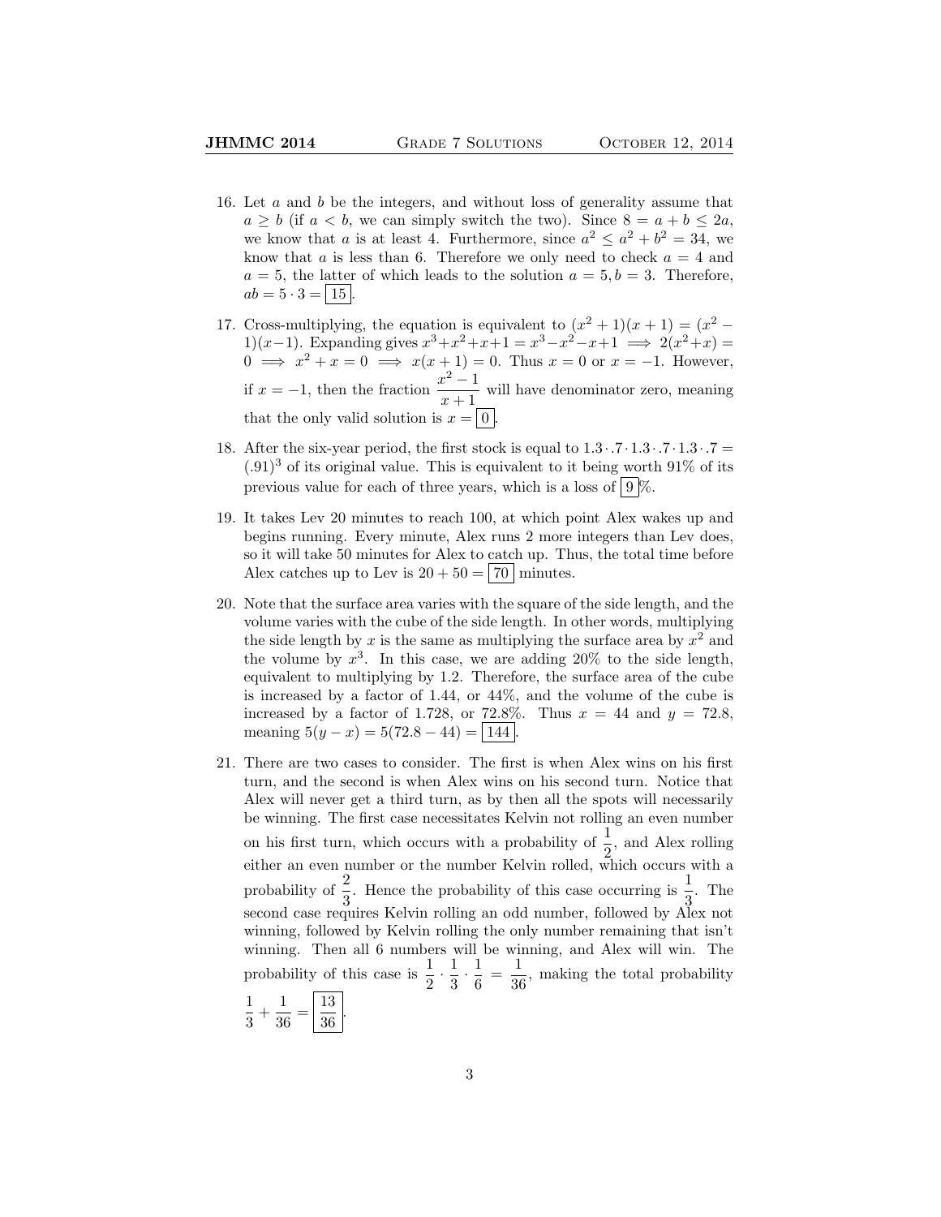16. Let $a$ and $b$ be the integers, and without loss of generality assume that $a \geq b$ (if $a < b$, we can simply switch the two). Since $8 = a + b \leq 2a$, we know that $a$ is at least 4. Furthermore, since $a^2 \leq a^2 + b^2 = 34$, we know that $a$ is less than 6. Therefore we only need to check $a = 4$ and $a = 5$, the latter of which leads to the solution $a = 5, b = 3$. Therefore, $ab = 5 \cdot 3 = \boxed{15}$.

17. Cross-multiplying, the equation is equivalent to $(x^2 + 1)(x + 1) = (x^2 - 1)(x - 1)$. Expanding gives $x^3 + x^2 + x + 1 = x^3 - x^2 - x + 1 \implies 2(x^2 + x) = 0 \implies x^2 + x = 0 \implies x(x + 1) = 0$. Thus $x = 0$ or $x = -1$. However, if $x = -1$, then the fraction $\dfrac{x^2 - 1}{x + 1}$ will have denominator zero, meaning that the only valid solution is $x = \boxed{0}$.

18. After the six-year period, the first stock is equal to $1.3 \cdot .7 \cdot 1.3 \cdot .7 \cdot 1.3 \cdot .7 = (.91)^3$ of its original value. This is equivalent to it being worth 91% of its previous value for each of three years, which is a loss of $\boxed{9}$%.

19. It takes Lev 20 minutes to reach 100, at which point Alex wakes up and begins running. Every minute, Alex runs 2 more integers than Lev does, so it will take 50 minutes for Alex to catch up. Thus, the total time before Alex catches up to Lev is $20 + 50 = \boxed{70}$ minutes.

20. Note that the surface area varies with the square of the side length, and the volume varies with the cube of the side length. In other words, multiplying the side length by $x$ is the same as multiplying the surface area by $x^2$ and the volume by $x^3$. In this case, we are adding 20% to the side length, equivalent to multiplying by 1.2. Therefore, the surface area of the cube is increased by a factor of 1.44, or 44%, and the volume of the cube is increased by a factor of 1.728, or 72.8%. Thus $x = 44$ and $y = 72.8$, meaning $5(y - x) = 5(72.8 - 44) = \boxed{144}$.

21. There are two cases to consider. The first is when Alex wins on his first turn, and the second is when Alex wins on his second turn. Notice that Alex will never get a third turn, as by then all the spots will necessarily be winning. The first case necessitates Kelvin not rolling an even number on his first turn, which occurs with a probability of $\dfrac{1}{2}$, and Alex rolling either an even number or the number Kelvin rolled, which occurs with a probability of $\dfrac{2}{3}$. Hence the probability of this case occurring is $\dfrac{1}{3}$. The second case requires Kelvin rolling an odd number, followed by Alex not winning, followed by Kelvin rolling the only number remaining that isn't winning. Then all 6 numbers will be winning, and Alex will win. The probability of this case is $\dfrac{1}{2} \cdot \dfrac{1}{3} \cdot \dfrac{1}{6} = \dfrac{1}{36}$, making the total probability $\dfrac{1}{3} + \dfrac{1}{36} = \boxed{\dfrac{13}{36}}$.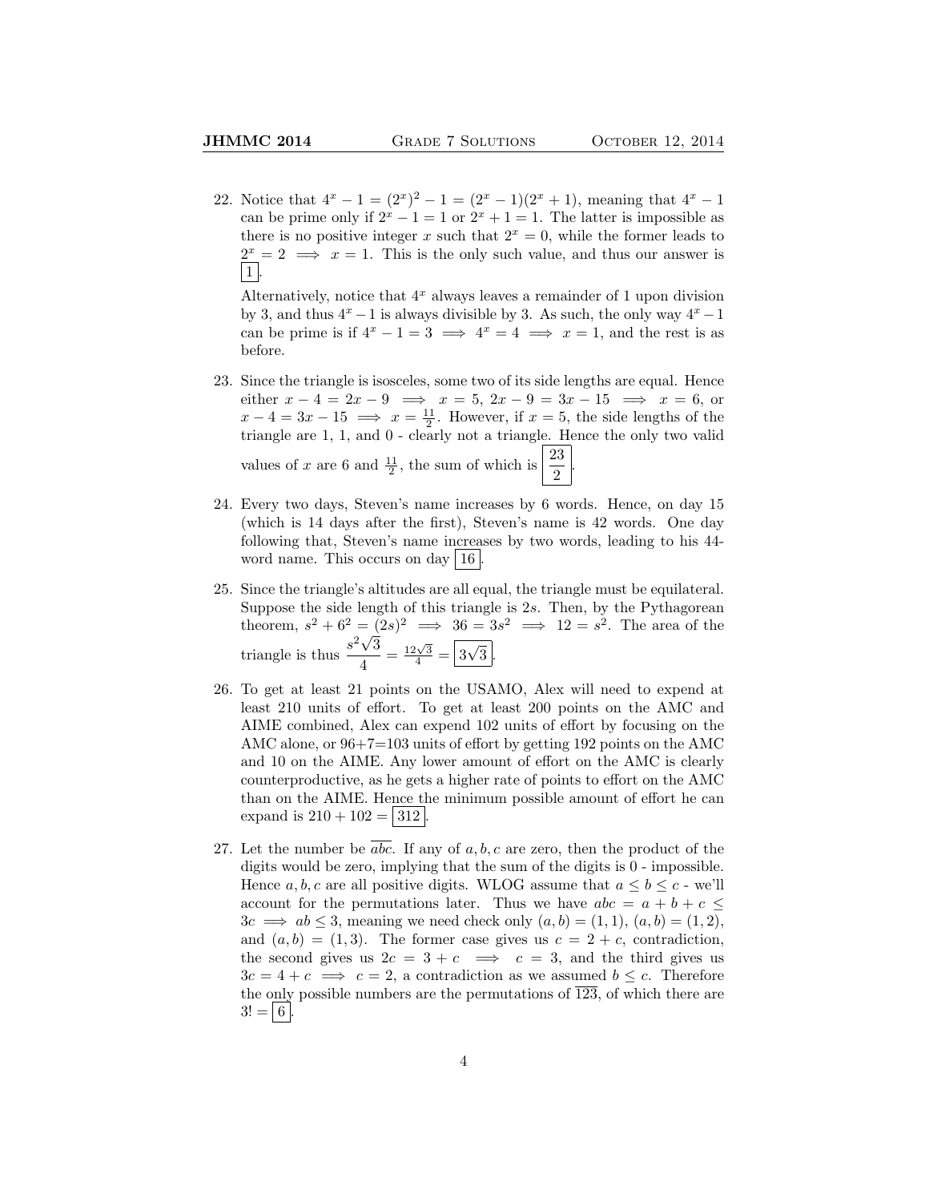22. Notice that $4^x - 1 = (2^x)^2 - 1 = (2^x - 1)(2^x + 1)$, meaning that $4^x - 1$ can be prime only if $2^x - 1 = 1$ or $2^x + 1 = 1$. The latter is impossible as there is no positive integer $x$ such that $2^x = 0$, while the former leads to $2^x = 2 \implies x = 1$. This is the only such value, and thus our answer is $\boxed{1}$.

    Alternatively, notice that $4^x$ always leaves a remainder of 1 upon division by 3, and thus $4^x - 1$ is always divisible by 3. As such, the only way $4^x - 1$ can be prime is if $4^x - 1 = 3 \implies 4^x = 4 \implies x = 1$, and the rest is as before.

23. Since the triangle is isosceles, some two of its side lengths are equal. Hence either $x - 4 = 2x - 9 \implies x = 5$, $2x - 9 = 3x - 15 \implies x = 6$, or $x - 4 = 3x - 15 \implies x = \frac{11}{2}$. However, if $x = 5$, the side lengths of the triangle are 1, 1, and 0 - clearly not a triangle. Hence the only two valid values of $x$ are 6 and $\frac{11}{2}$, the sum of which is $\boxed{\dfrac{23}{2}}$.

24. Every two days, Steven's name increases by 6 words. Hence, on day 15 (which is 14 days after the first), Steven's name is 42 words. One day following that, Steven's name increases by two words, leading to his 44-word name. This occurs on day $\boxed{16}$.

25. Since the triangle's altitudes are all equal, the triangle must be equilateral. Suppose the side length of this triangle is $2s$. Then, by the Pythagorean theorem, $s^2 + 6^2 = (2s)^2 \implies 36 = 3s^2 \implies 12 = s^2$. The area of the triangle is thus $\dfrac{s^2\sqrt{3}}{4} = \frac{12\sqrt{3}}{4} = \boxed{3\sqrt{3}}$.

26. To get at least 21 points on the USAMO, Alex will need to expend at least 210 units of effort. To get at least 200 points on the AMC and AIME combined, Alex can expend 102 units of effort by focusing on the AMC alone, or 96+7=103 units of effort by getting 192 points on the AMC and 10 on the AIME. Any lower amount of effort on the AMC is clearly counterproductive, as he gets a higher rate of points to effort on the AMC than on the AIME. Hence the minimum possible amount of effort he can expand is $210 + 102 = \boxed{312}$.

27. Let the number be $\overline{abc}$. If any of $a, b, c$ are zero, then the product of the digits would be zero, implying that the sum of the digits is 0 - impossible. Hence $a, b, c$ are all positive digits. WLOG assume that $a \le b \le c$ - we'll account for the permutations later. Thus we have $abc = a + b + c \le 3c \implies ab \le 3$, meaning we need check only $(a, b) = (1, 1)$, $(a, b) = (1, 2)$, and $(a, b) = (1, 3)$. The former case gives us $c = 2 + c$, contradiction, the second gives us $2c = 3 + c \implies c = 3$, and the third gives us $3c = 4 + c \implies c = 2$, a contradiction as we assumed $b \le c$. Therefore the only possible numbers are the permutations of $\overline{123}$, of which there are $3! = \boxed{6}$.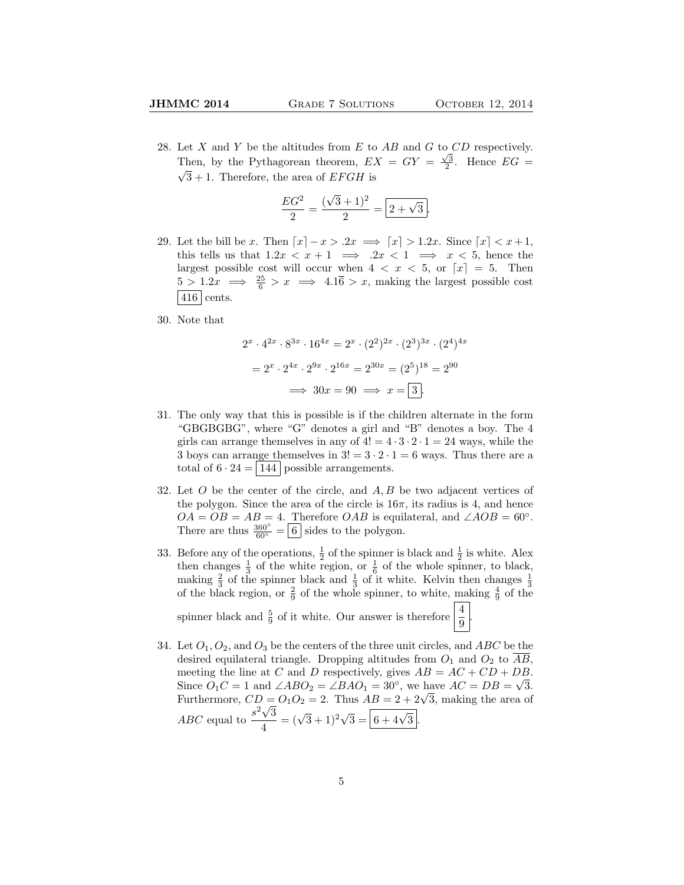28. Let $X$ and $Y$ be the altitudes from $E$ to $AB$ and $G$ to $CD$ respectively. Then, by the Pythagorean theorem, $EX = GY = \frac{\sqrt{3}}{2}$. Hence $EG = \sqrt{3} + 1$. Therefore, the area of $EFGH$ is

$$\frac{EG^2}{2} = \frac{(\sqrt{3}+1)^2}{2} = \boxed{2+\sqrt{3}}.$$

29. Let the bill be $x$. Then $\lceil x \rceil - x > .2x \implies \lceil x \rceil > 1.2x$. Since $\lceil x \rceil < x + 1$, this tells us that $1.2x < x + 1 \implies .2x < 1 \implies x < 5$, hence the largest possible cost will occur when $4 < x < 5$, or $\lceil x \rceil = 5$. Then $5 > 1.2x \implies \frac{25}{6} > x \implies 4.1\overline{6} > x$, making the largest possible cost $\boxed{416}$ cents.

30. Note that

$$2^x \cdot 4^{2x} \cdot 8^{3x} \cdot 16^{4x} = 2^x \cdot (2^2)^{2x} \cdot (2^3)^{3x} \cdot (2^4)^{4x}$$

$$= 2^x \cdot 2^{4x} \cdot 2^{9x} \cdot 2^{16x} = 2^{30x} = (2^5)^{18} = 2^{90}$$

$$\implies 30x = 90 \implies x = \boxed{3}.$$

31. The only way that this is possible is if the children alternate in the form "GBGBGBG", where "G" denotes a girl and "B" denotes a boy. The 4 girls can arrange themselves in any of $4! = 4 \cdot 3 \cdot 2 \cdot 1 = 24$ ways, while the 3 boys can arrange themselves in $3! = 3 \cdot 2 \cdot 1 = 6$ ways. Thus there are a total of $6 \cdot 24 = \boxed{144}$ possible arrangements.

32. Let $O$ be the center of the circle, and $A, B$ be two adjacent vertices of the polygon. Since the area of the circle is $16\pi$, its radius is 4, and hence $OA = OB = AB = 4$. Therefore $OAB$ is equilateral, and $\angle AOB = 60^\circ$. There are thus $\frac{360^\circ}{60^\circ} = \boxed{6}$ sides to the polygon.

33. Before any of the operations, $\frac{1}{2}$ of the spinner is black and $\frac{1}{2}$ is white. Alex then changes $\frac{1}{3}$ of the white region, or $\frac{1}{6}$ of the whole spinner, to black, making $\frac{2}{3}$ of the spinner black and $\frac{1}{3}$ of it white. Kelvin then changes $\frac{1}{3}$ of the black region, or $\frac{2}{9}$ of the whole spinner, to white, making $\frac{4}{9}$ of the spinner black and $\frac{5}{9}$ of it white. Our answer is therefore $\boxed{\frac{4}{9}}$.

34. Let $O_1, O_2$, and $O_3$ be the centers of the three unit circles, and $ABC$ be the desired equilateral triangle. Dropping altitudes from $O_1$ and $O_2$ to $\overline{AB}$, meeting the line at $C$ and $D$ respectively, gives $AB = AC + CD + DB$. Since $O_1C = 1$ and $\angle ABO_2 = \angle BAO_1 = 30^\circ$, we have $AC = DB = \sqrt{3}$. Furthermore, $CD = O_1O_2 = 2$. Thus $AB = 2 + 2\sqrt{3}$, making the area of $ABC$ equal to $\frac{s^2\sqrt{3}}{4} = (\sqrt{3}+1)^2\sqrt{3} = \boxed{6+4\sqrt{3}}$.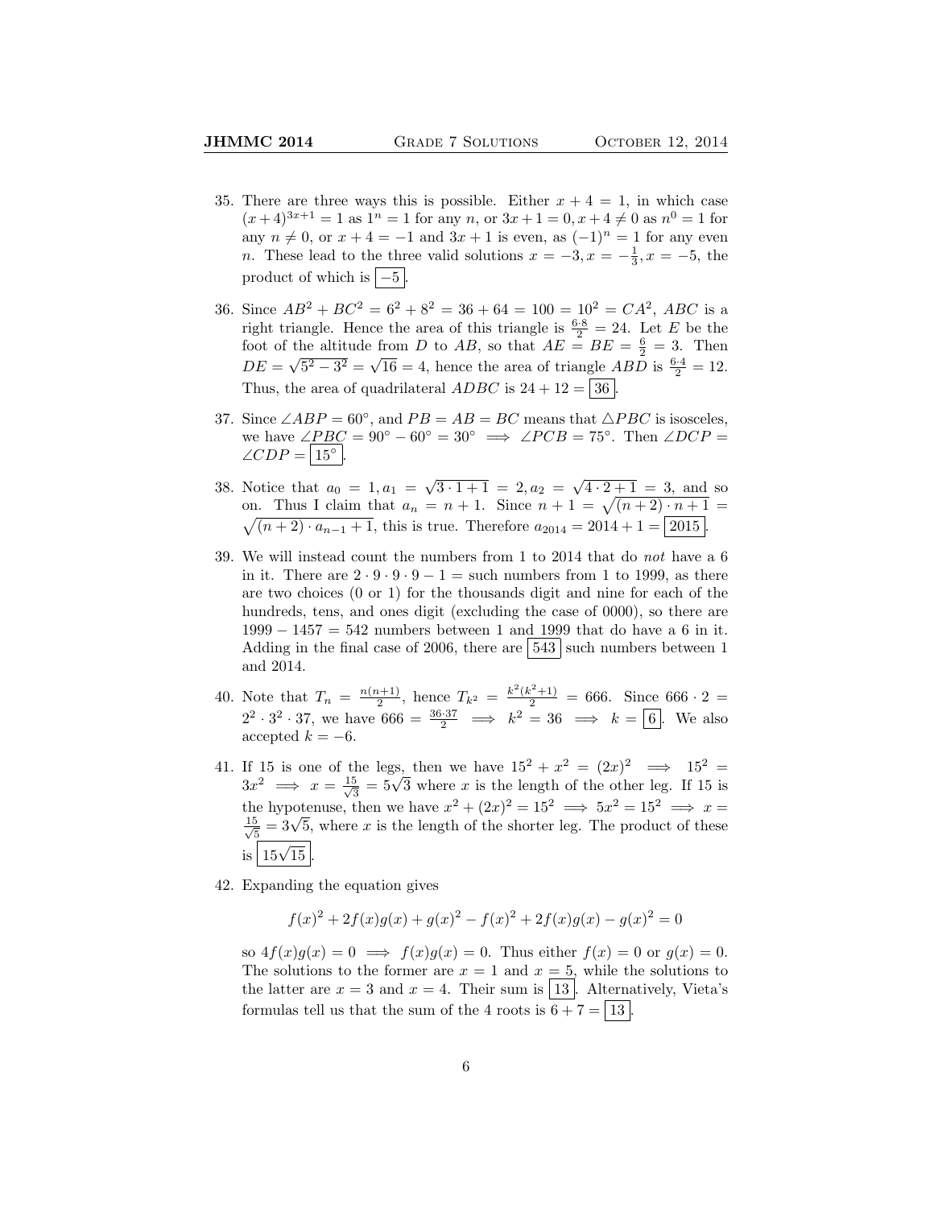35. There are three ways this is possible. Either $x+4=1$, in which case $(x+4)^{3x+1}=1$ as $1^n=1$ for any $n$, or $3x+1=0, x+4\neq 0$ as $n^0=1$ for any $n\neq 0$, or $x+4=-1$ and $3x+1$ is even, as $(-1)^n=1$ for any even $n$. These lead to the three valid solutions $x=-3, x=-\frac{1}{3}, x=-5$, the product of which is $\boxed{-5}$.

36. Since $AB^2+BC^2=6^2+8^2=36+64=100=10^2=CA^2$, $ABC$ is a right triangle. Hence the area of this triangle is $\frac{6\cdot 8}{2}=24$. Let $E$ be the foot of the altitude from $D$ to $AB$, so that $AE=BE=\frac{6}{2}=3$. Then $DE=\sqrt{5^2-3^2}=\sqrt{16}=4$, hence the area of triangle $ABD$ is $\frac{6\cdot 4}{2}=12$. Thus, the area of quadrilateral $ADBC$ is $24+12=\boxed{36}$.

37. Since $\angle ABP=60^\circ$, and $PB=AB=BC$ means that $\triangle PBC$ is isosceles, we have $\angle PBC=90^\circ-60^\circ=30^\circ \implies \angle PCB=75^\circ$. Then $\angle DCP=\angle CDP=\boxed{15^\circ}$.

38. Notice that $a_0=1, a_1=\sqrt{3\cdot 1+1}=2, a_2=\sqrt{4\cdot 2+1}=3$, and so on. Thus I claim that $a_n=n+1$. Since $n+1=\sqrt{(n+2)\cdot n+1}=\sqrt{(n+2)\cdot a_{n-1}+1}$, this is true. Therefore $a_{2014}=2014+1=\boxed{2015}$.

39. We will instead count the numbers from 1 to 2014 that do *not* have a 6 in it. There are $2\cdot 9\cdot 9\cdot 9-1=$ such numbers from 1 to 1999, as there are two choices (0 or 1) for the thousands digit and nine for each of the hundreds, tens, and ones digit (excluding the case of 0000), so there are $1999-1457=542$ numbers between 1 and 1999 that do have a 6 in it. Adding in the final case of 2006, there are $\boxed{543}$ such numbers between 1 and 2014.

40. Note that $T_n=\frac{n(n+1)}{2}$, hence $T_{k^2}=\frac{k^2(k^2+1)}{2}=666$. Since $666\cdot 2=2^2\cdot 3^2\cdot 37$, we have $666=\frac{36\cdot 37}{2} \implies k^2=36 \implies k=\boxed{6}$. We also accepted $k=-6$.

41. If 15 is one of the legs, then we have $15^2+x^2=(2x)^2 \implies 15^2=3x^2 \implies x=\frac{15}{\sqrt{3}}=5\sqrt{3}$ where $x$ is the length of the other leg. If 15 is the hypotenuse, then we have $x^2+(2x)^2=15^2 \implies 5x^2=15^2 \implies x=\frac{15}{\sqrt{5}}=3\sqrt{5}$, where $x$ is the length of the shorter leg. The product of these is $\boxed{15\sqrt{15}}$.

42. Expanding the equation gives

$$f(x)^2+2f(x)g(x)+g(x)^2-f(x)^2+2f(x)g(x)-g(x)^2=0$$

so $4f(x)g(x)=0 \implies f(x)g(x)=0$. Thus either $f(x)=0$ or $g(x)=0$. The solutions to the former are $x=1$ and $x=5$, while the solutions to the latter are $x=3$ and $x=4$. Their sum is $\boxed{13}$. Alternatively, Vieta's formulas tell us that the sum of the 4 roots is $6+7=\boxed{13}$.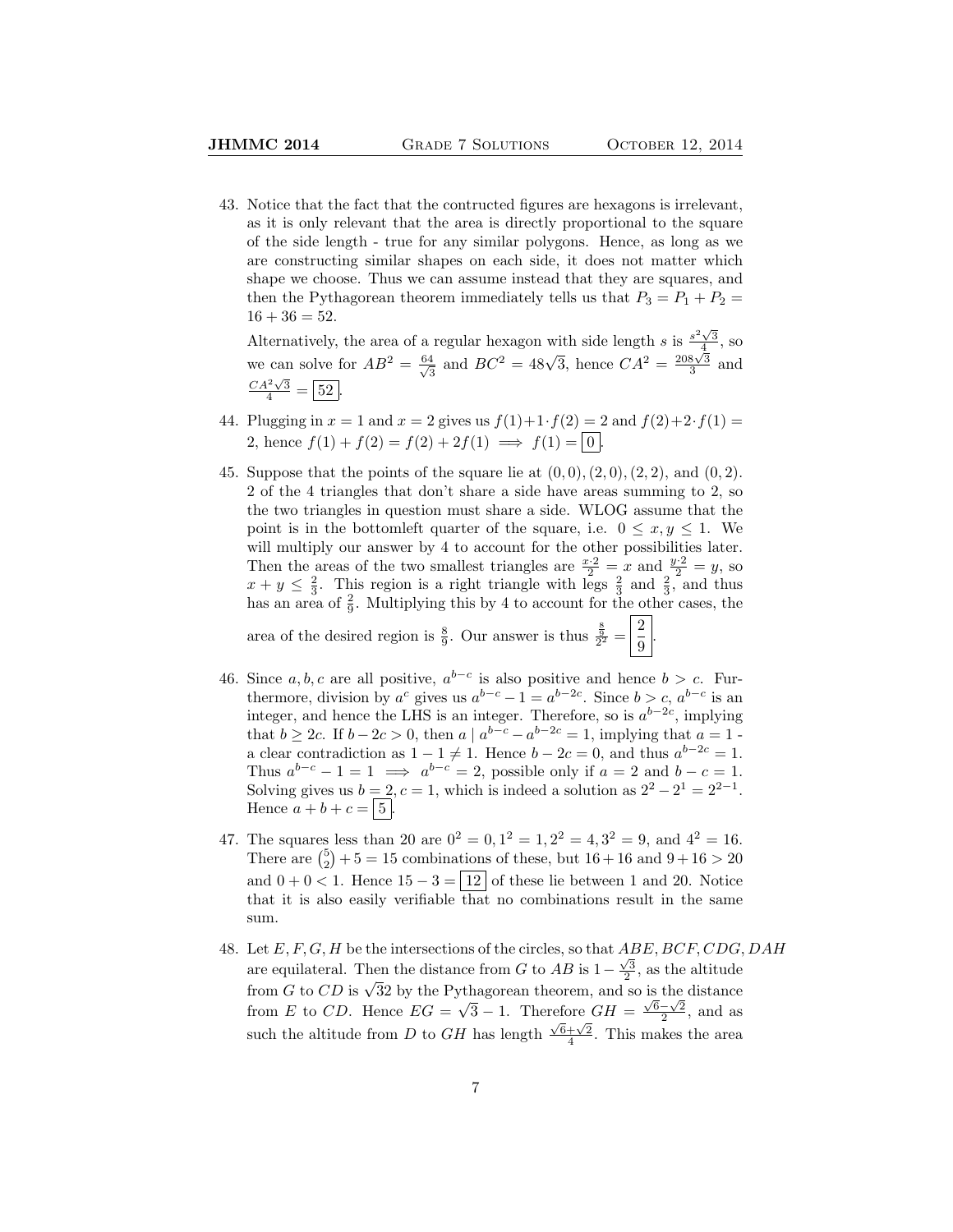43. Notice that the fact that the contructed figures are hexagons is irrelevant, as it is only relevant that the area is directly proportional to the square of the side length - true for any similar polygons. Hence, as long as we are constructing similar shapes on each side, it does not matter which shape we choose. Thus we can assume instead that they are squares, and then the Pythagorean theorem immediately tells us that $P_3 = P_1 + P_2 = 16 + 36 = 52$.

    Alternatively, the area of a regular hexagon with side length $s$ is $\frac{s^2\sqrt{3}}{4}$, so we can solve for $AB^2 = \frac{64}{\sqrt{3}}$ and $BC^2 = 48\sqrt{3}$, hence $CA^2 = \frac{208\sqrt{3}}{3}$ and $\frac{CA^2\sqrt{3}}{4} = \boxed{52}$.

44. Plugging in $x = 1$ and $x = 2$ gives us $f(1)+1\cdot f(2) = 2$ and $f(2)+2\cdot f(1) = 2$, hence $f(1) + f(2) = f(2) + 2f(1) \implies f(1) = \boxed{0}$.

45. Suppose that the points of the square lie at $(0, 0), (2, 0), (2, 2)$, and $(0, 2)$. 2 of the 4 triangles that don't share a side have areas summing to 2, so the two triangles in question must share a side. WLOG assume that the point is in the bottomleft quarter of the square, i.e. $0 \le x, y \le 1$. We will multiply our answer by 4 to account for the other possibilities later. Then the areas of the two smallest triangles are $\frac{x\cdot 2}{2} = x$ and $\frac{y\cdot 2}{2} = y$, so $x + y \le \frac{2}{3}$. This region is a right triangle with legs $\frac{2}{3}$ and $\frac{2}{3}$, and thus has an area of $\frac{2}{9}$. Multiplying this by 4 to account for the other cases, the area of the desired region is $\frac{8}{9}$. Our answer is thus $\frac{\frac{8}{9}}{2^2} = \boxed{\frac{2}{9}}$.

46. Since $a, b, c$ are all positive, $a^{b-c}$ is also positive and hence $b > c$. Furthermore, division by $a^c$ gives us $a^{b-c} - 1 = a^{b-2c}$. Since $b > c$, $a^{b-c}$ is an integer, and hence the LHS is an integer. Therefore, so is $a^{b-2c}$, implying that $b \ge 2c$. If $b - 2c > 0$, then $a \mid a^{b-c} - a^{b-2c} = 1$, implying that $a = 1$ - a clear contradiction as $1 - 1 \ne 1$. Hence $b - 2c = 0$, and thus $a^{b-2c} = 1$. Thus $a^{b-c} - 1 = 1 \implies a^{b-c} = 2$, possible only if $a = 2$ and $b - c = 1$. Solving gives us $b = 2, c = 1$, which is indeed a solution as $2^2 - 2^1 = 2^{2-1}$. Hence $a + b + c = \boxed{5}$.

47. The squares less than 20 are $0^2 = 0, 1^2 = 1, 2^2 = 4, 3^2 = 9$, and $4^2 = 16$. There are $\binom{5}{2} + 5 = 15$ combinations of these, but $16 + 16$ and $9 + 16 > 20$ and $0 + 0 < 1$. Hence $15 - 3 = \boxed{12}$ of these lie between 1 and 20. Notice that it is also easily verifiable that no combinations result in the same sum.

48. Let $E, F, G, H$ be the intersections of the circles, so that $ABE, BCF, CDG, DAH$ are equilateral. Then the distance from $G$ to $AB$ is $1 - \frac{\sqrt{3}}{2}$, as the altitude from $G$ to $CD$ is $\sqrt{3}2$ by the Pythagorean theorem, and so is the distance from $E$ to $CD$. Hence $EG = \sqrt{3} - 1$. Therefore $GH = \frac{\sqrt{6}-\sqrt{2}}{2}$, and as such the altitude from $D$ to $GH$ has length $\frac{\sqrt{6}+\sqrt{2}}{4}$. This makes the area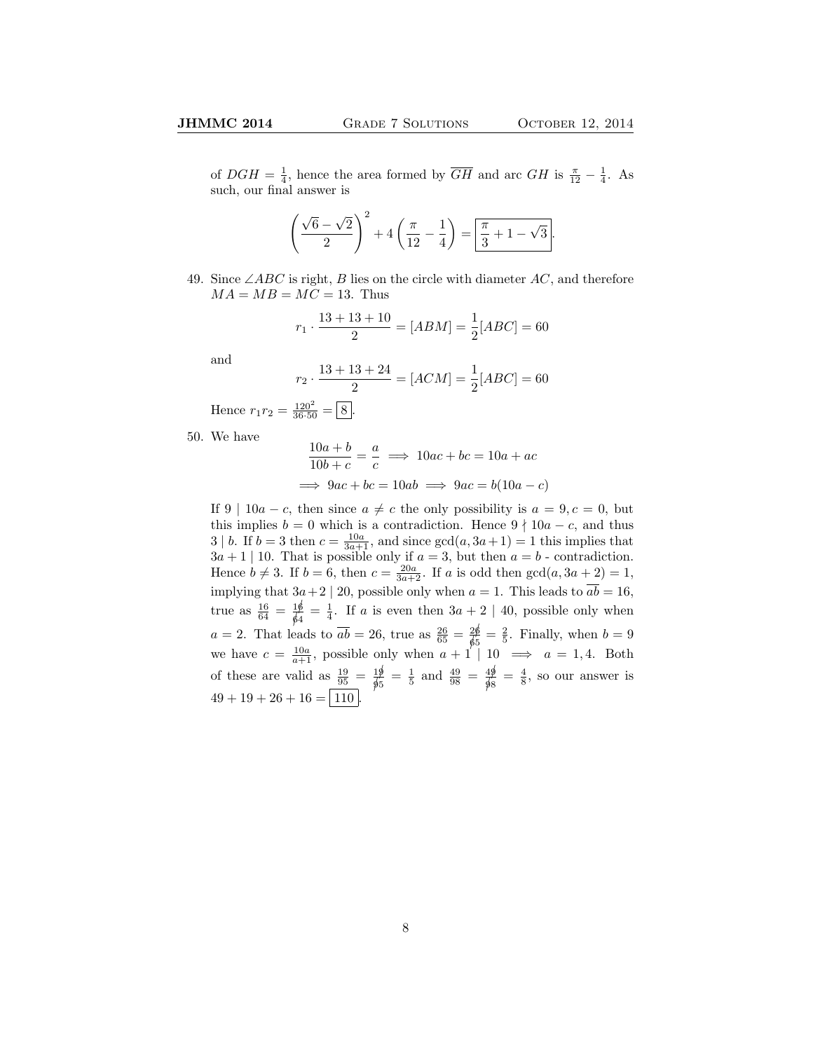of $DGH = \frac{1}{4}$, hence the area formed by $\overline{GH}$ and arc $GH$ is $\frac{\pi}{12} - \frac{1}{4}$. As such, our final answer is

$$\left(\frac{\sqrt{6}-\sqrt{2}}{2}\right)^2 + 4\left(\frac{\pi}{12} - \frac{1}{4}\right) = \boxed{\frac{\pi}{3} + 1 - \sqrt{3}}.$$

49. Since $\angle ABC$ is right, $B$ lies on the circle with diameter $AC$, and therefore $MA = MB = MC = 13$. Thus

$$r_1 \cdot \frac{13+13+10}{2} = [ABM] = \frac{1}{2}[ABC] = 60$$

and

$$r_2 \cdot \frac{13+13+24}{2} = [ACM] = \frac{1}{2}[ABC] = 60$$

Hence $r_1 r_2 = \frac{120^2}{36 \cdot 50} = \boxed{8}$.

50. We have

$$\frac{10a+b}{10b+c} = \frac{a}{c} \implies 10ac + bc = 10a + ac$$

$$\implies 9ac + bc = 10ab \implies 9ac = b(10a - c)$$

If $9 \mid 10a - c$, then since $a \neq c$ the only possibility is $a = 9, c = 0$, but this implies $b = 0$ which is a contradiction. Hence $9 \nmid 10a - c$, and thus $3 \mid b$. If $b = 3$ then $c = \frac{10a}{3a+1}$, and since $\gcd(a, 3a+1) = 1$ this implies that $3a + 1 \mid 10$. That is possible only if $a = 3$, but then $a = b$ - contradiction. Hence $b \neq 3$. If $b = 6$, then $c = \frac{20a}{3a+2}$. If $a$ is odd then $\gcd(a, 3a+2) = 1$, implying that $3a+2 \mid 20$, possible only when $a = 1$. This leads to $\overline{ab} = 16$, true as $\frac{16}{64} = \frac{1\not{6}}{\not{6}4} = \frac{1}{4}$. If $a$ is even then $3a + 2 \mid 40$, possible only when $a = 2$. That leads to $\overline{ab} = 26$, true as $\frac{26}{65} = \frac{2\not{6}}{\not{6}5} = \frac{2}{5}$. Finally, when $b = 9$ we have $c = \frac{10a}{a+1}$, possible only when $a + 1 \mid 10 \implies a = 1, 4$. Both of these are valid as $\frac{19}{95} = \frac{1\not{9}}{\not{9}5} = \frac{1}{5}$ and $\frac{49}{98} = \frac{4\not{9}}{\not{9}8} = \frac{4}{8}$, so our answer is $49 + 19 + 26 + 16 = \boxed{110}$.